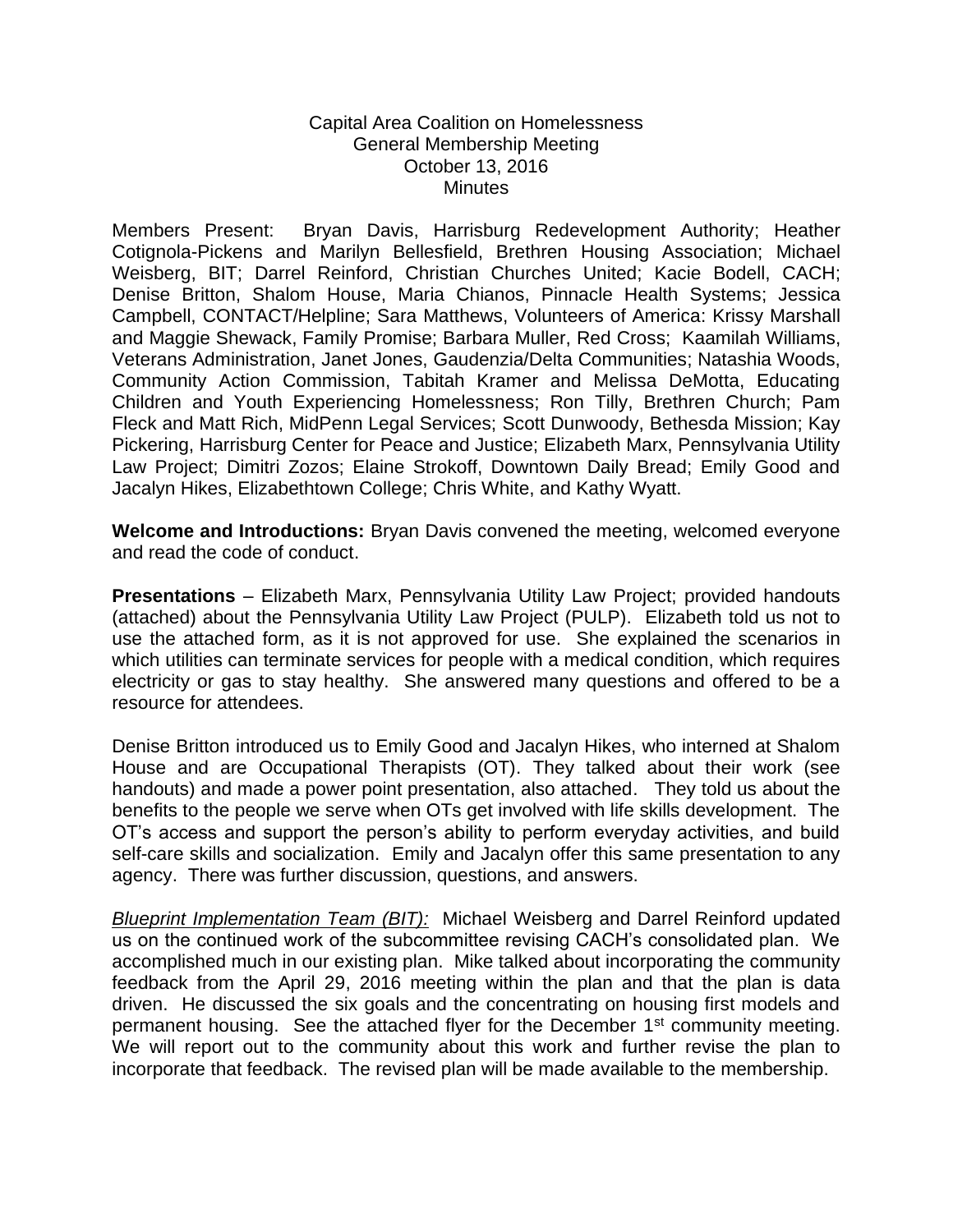Capital Area Coalition on Homelessness
General Membership Meeting
October 13, 2016
Minutes

Members Present: Bryan Davis, Harrisburg Redevelopment Authority; Heather Cotignola-Pickens and Marilyn Bellesfield, Brethren Housing Association; Michael Weisberg, BIT; Darrel Reinford, Christian Churches United; Kacie Bodell, CACH; Denise Britton, Shalom House, Maria Chianos, Pinnacle Health Systems; Jessica Campbell, CONTACT/Helpline; Sara Matthews, Volunteers of America: Krissy Marshall and Maggie Shewack, Family Promise; Barbara Muller, Red Cross; Kaamilah Williams, Veterans Administration, Janet Jones, Gaudenzia/Delta Communities; Natashia Woods, Community Action Commission, Tabitah Kramer and Melissa DeMotta, Educating Children and Youth Experiencing Homelessness; Ron Tilly, Brethren Church; Pam Fleck and Matt Rich, MidPenn Legal Services; Scott Dunwoody, Bethesda Mission; Kay Pickering, Harrisburg Center for Peace and Justice; Elizabeth Marx, Pennsylvania Utility Law Project; Dimitri Zozos; Elaine Strokoff, Downtown Daily Bread; Emily Good and Jacalyn Hikes, Elizabethtown College; Chris White, and Kathy Wyatt.

**Welcome and Introductions:** Bryan Davis convened the meeting, welcomed everyone and read the code of conduct.

**Presentations** – Elizabeth Marx, Pennsylvania Utility Law Project; provided handouts (attached) about the Pennsylvania Utility Law Project (PULP). Elizabeth told us not to use the attached form, as it is not approved for use. She explained the scenarios in which utilities can terminate services for people with a medical condition, which requires electricity or gas to stay healthy. She answered many questions and offered to be a resource for attendees.

Denise Britton introduced us to Emily Good and Jacalyn Hikes, who interned at Shalom House and are Occupational Therapists (OT). They talked about their work (see handouts) and made a power point presentation, also attached. They told us about the benefits to the people we serve when OTs get involved with life skills development. The OT's access and support the person's ability to perform everyday activities, and build self-care skills and socialization. Emily and Jacalyn offer this same presentation to any agency. There was further discussion, questions, and answers.

*Blueprint Implementation Team (BIT):* Michael Weisberg and Darrel Reinford updated us on the continued work of the subcommittee revising CACH's consolidated plan. We accomplished much in our existing plan. Mike talked about incorporating the community feedback from the April 29, 2016 meeting within the plan and that the plan is data driven. He discussed the six goals and the concentrating on housing first models and permanent housing. See the attached flyer for the December 1st community meeting. We will report out to the community about this work and further revise the plan to incorporate that feedback. The revised plan will be made available to the membership.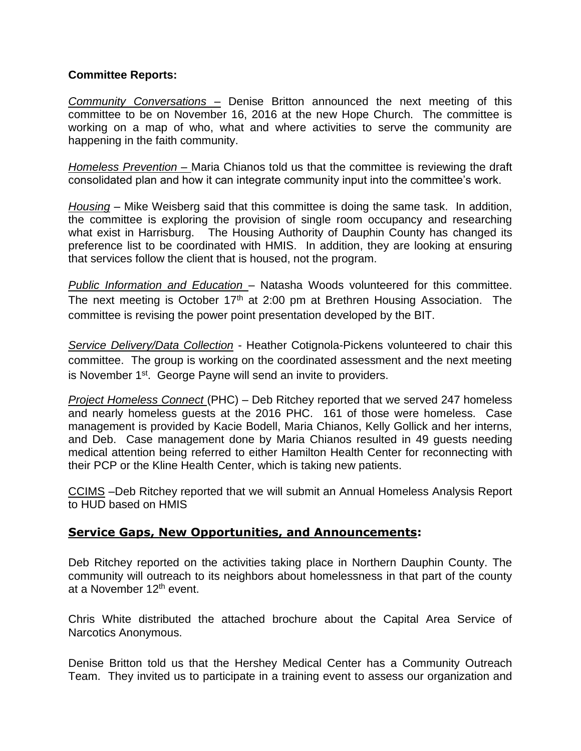**Committee Reports:**

*Community Conversations* – Denise Britton announced the next meeting of this committee to be on November 16, 2016 at the new Hope Church. The committee is working on a map of who, what and where activities to serve the community are happening in the faith community.

*Homeless Prevention* – Maria Chianos told us that the committee is reviewing the draft consolidated plan and how it can integrate community input into the committee's work.

*Housing* – Mike Weisberg said that this committee is doing the same task. In addition, the committee is exploring the provision of single room occupancy and researching what exist in Harrisburg. The Housing Authority of Dauphin County has changed its preference list to be coordinated with HMIS. In addition, they are looking at ensuring that services follow the client that is housed, not the program.

*Public Information and Education* – Natasha Woods volunteered for this committee. The next meeting is October 17th at 2:00 pm at Brethren Housing Association. The committee is revising the power point presentation developed by the BIT.

*Service Delivery/Data Collection* - Heather Cotignola-Pickens volunteered to chair this committee. The group is working on the coordinated assessment and the next meeting is November 1st. George Payne will send an invite to providers.

*Project Homeless Connect* (PHC) – Deb Ritchey reported that we served 247 homeless and nearly homeless guests at the 2016 PHC. 161 of those were homeless. Case management is provided by Kacie Bodell, Maria Chianos, Kelly Gollick and her interns, and Deb. Case management done by Maria Chianos resulted in 49 guests needing medical attention being referred to either Hamilton Health Center for reconnecting with their PCP or the Kline Health Center, which is taking new patients.

CCIMS –Deb Ritchey reported that we will submit an Annual Homeless Analysis Report to HUD based on HMIS

## Service Gaps, New Opportunities, and Announcements:

Deb Ritchey reported on the activities taking place in Northern Dauphin County. The community will outreach to its neighbors about homelessness in that part of the county at a November 12th event.

Chris White distributed the attached brochure about the Capital Area Service of Narcotics Anonymous.

Denise Britton told us that the Hershey Medical Center has a Community Outreach Team. They invited us to participate in a training event to assess our organization and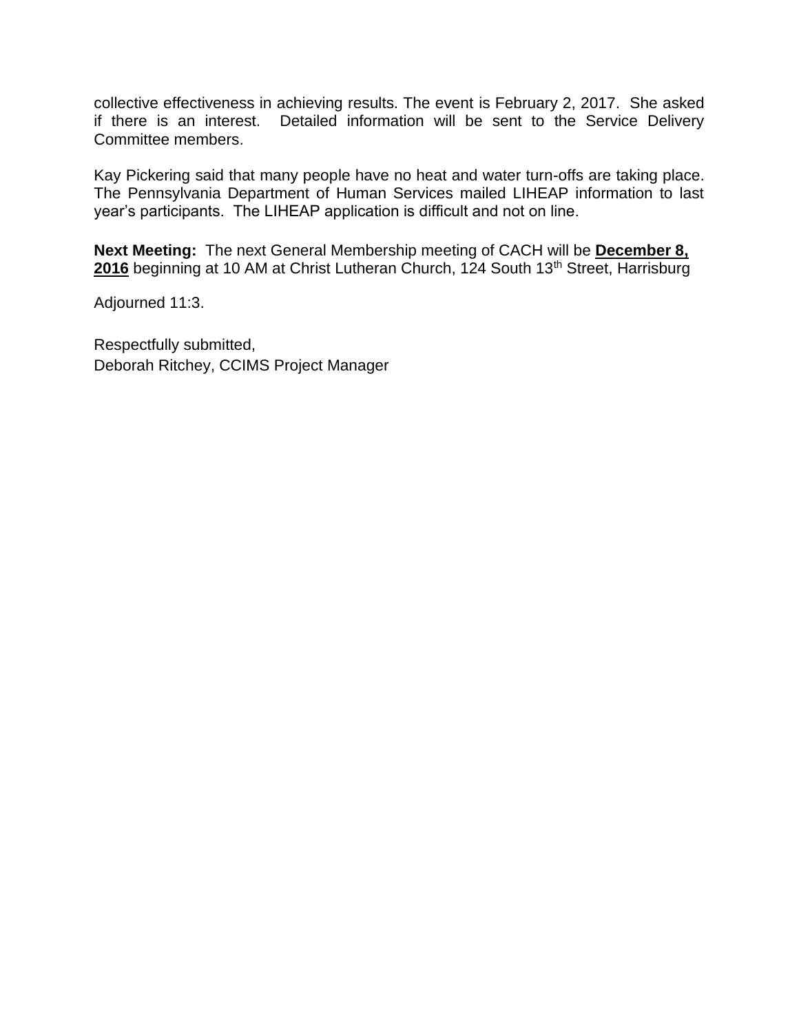collective effectiveness in achieving results. The event is February 2, 2017. She asked if there is an interest. Detailed information will be sent to the Service Delivery Committee members.

Kay Pickering said that many people have no heat and water turn-offs are taking place. The Pennsylvania Department of Human Services mailed LIHEAP information to last year's participants. The LIHEAP application is difficult and not on line.

**Next Meeting:** The next General Membership meeting of CACH will be **December 8, 2016** beginning at 10 AM at Christ Lutheran Church, 124 South 13th Street, Harrisburg

Adjourned 11:3.

Respectfully submitted,
Deborah Ritchey, CCIMS Project Manager